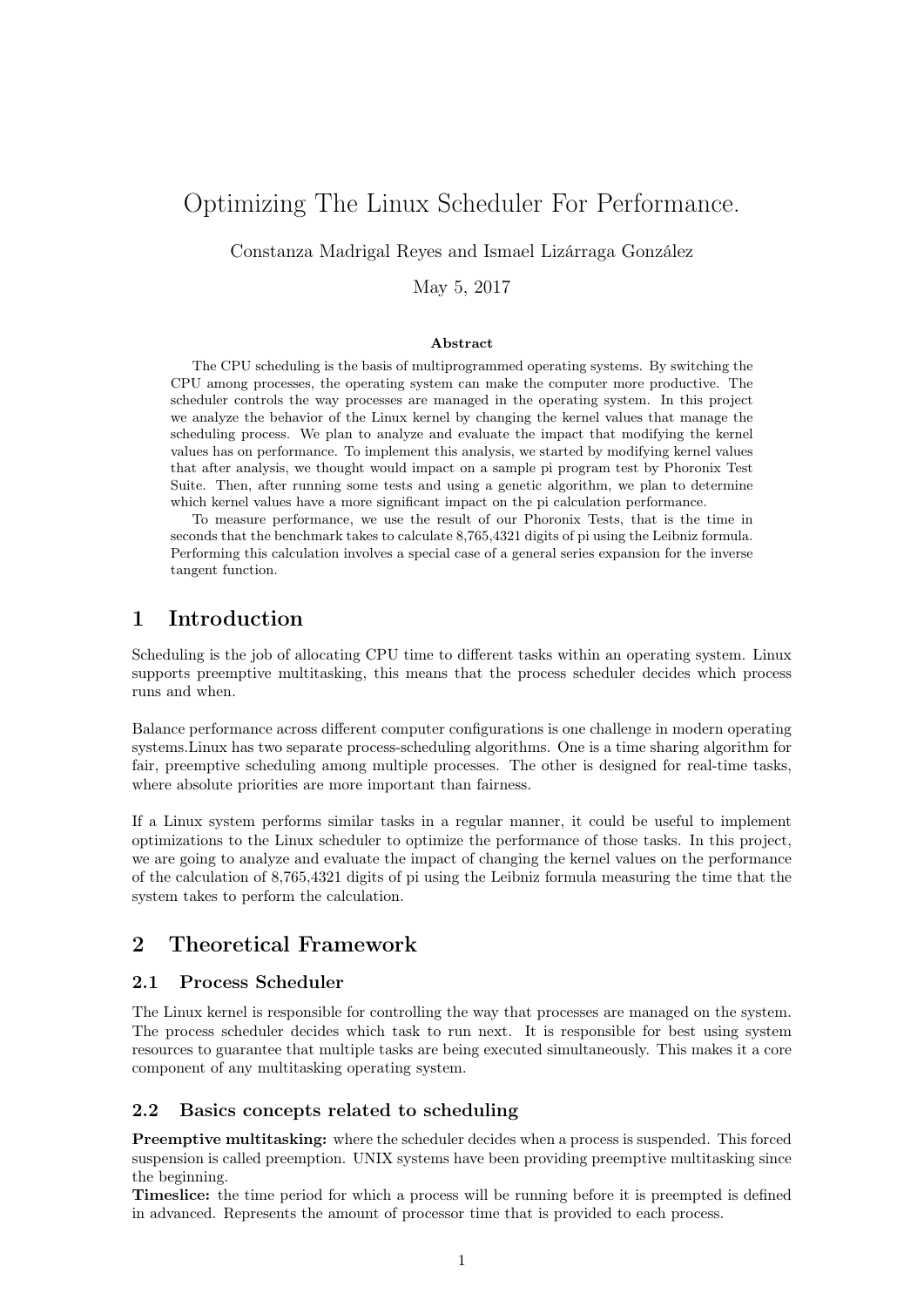# Optimizing The Linux Scheduler For Performance.

Constanza Madrigal Reyes and Ismael Lizárraga González

May 5, 2017

### Abstract

The CPU scheduling is the basis of multiprogrammed operating systems. By switching the CPU among processes, the operating system can make the computer more productive. The scheduler controls the way processes are managed in the operating system. In this project we analyze the behavior of the Linux kernel by changing the kernel values that manage the scheduling process. We plan to analyze and evaluate the impact that modifying the kernel values has on performance. To implement this analysis, we started by modifying kernel values that after analysis, we thought would impact on a sample pi program test by Phoronix Test Suite. Then, after running some tests and using a genetic algorithm, we plan to determine which kernel values have a more significant impact on the pi calculation performance.

To measure performance, we use the result of our Phoronix Tests, that is the time in seconds that the benchmark takes to calculate 8,765,4321 digits of pi using the Leibniz formula. Performing this calculation involves a special case of a general series expansion for the inverse tangent function.

## 1 Introduction

Scheduling is the job of allocating CPU time to different tasks within an operating system. Linux supports preemptive multitasking, this means that the process scheduler decides which process runs and when.

Balance performance across different computer configurations is one challenge in modern operating systems.Linux has two separate process-scheduling algorithms. One is a time sharing algorithm for fair, preemptive scheduling among multiple processes. The other is designed for real-time tasks, where absolute priorities are more important than fairness.

If a Linux system performs similar tasks in a regular manner, it could be useful to implement optimizations to the Linux scheduler to optimize the performance of those tasks. In this project, we are going to analyze and evaluate the impact of changing the kernel values on the performance of the calculation of 8,765,4321 digits of pi using the Leibniz formula measuring the time that the system takes to perform the calculation.

## 2 Theoretical Framework

### 2.1 Process Scheduler

The Linux kernel is responsible for controlling the way that processes are managed on the system. The process scheduler decides which task to run next. It is responsible for best using system resources to guarantee that multiple tasks are being executed simultaneously. This makes it a core component of any multitasking operating system.

### 2.2 Basics concepts related to scheduling

**Preemptive multitasking:** where the scheduler decides when a process is suspended. This forced suspension is called preemption. UNIX systems have been providing preemptive multitasking since the beginning.
**Timeslice:** the time period for which a process will be running before it is preempted is defined in advanced. Represents the amount of processor time that is provided to each process.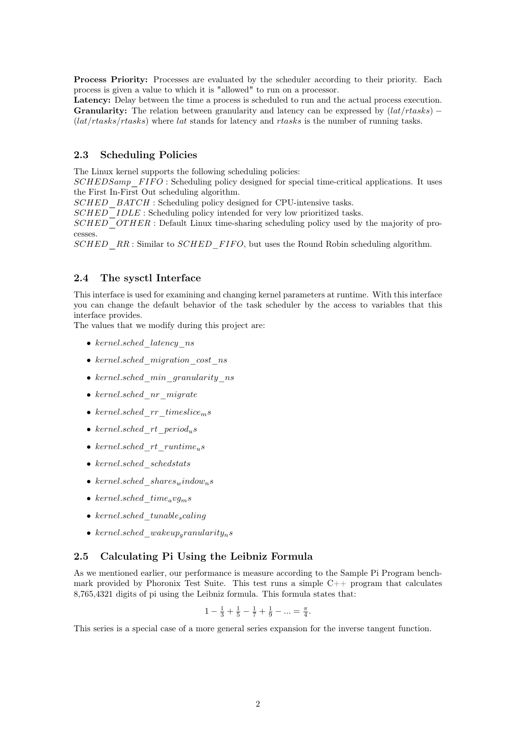**Process Priority:** Processes are evaluated by the scheduler according to their priority. Each process is given a value to which it is "allowed" to run on a processor.
**Latency:** Delay between the time a process is scheduled to run and the actual process execution.
**Granularity:** The relation between granularity and latency can be expressed by $(lat/rtasks) - (lat/rtasks/rtasks)$ where $lat$ stands for latency and $rtasks$ is the number of running tasks.

### 2.3 Scheduling Policies

The Linux kernel supports the following scheduling policies:
$SCHEDSamp\_FIFO$ : Scheduling policy designed for special time-critical applications. It uses the First In-First Out scheduling algorithm.
$SCHED\_BATCH$ : Scheduling policy designed for CPU-intensive tasks.
$SCHED\_IDLE$ : Scheduling policy intended for very low prioritized tasks.
$SCHED\_OTHER$ : Default Linux time-sharing scheduling policy used by the majority of processes.
$SCHED\_RR$ : Similar to $SCHED\_FIFO$, but uses the Round Robin scheduling algorithm.

### 2.4 The sysctl Interface

This interface is used for examining and changing kernel parameters at runtime. With this interface you can change the default behavior of the task scheduler by the access to variables that this interface provides.
The values that we modify during this project are:

- $kernel.sched\_latency\_ns$
- $kernel.sched\_migration\_cost\_ns$
- $kernel.sched\_min\_granularity\_ns$
- $kernel.sched\_nr\_migrate$
- $kernel.sched\_rr\_timeslice_ms$
- $kernel.sched\_rt\_period_us$
- $kernel.sched\_rt\_runtime_us$
- $kernel.sched\_schedstats$
- $kernel.sched\_shares_window_ns$
- $kernel.sched\_time_avg_ms$
- $kernel.sched\_tunable_scaling$
- $kernel.sched\_wakeup_granularity_ns$

### 2.5 Calculating Pi Using the Leibniz Formula

As we mentioned earlier, our performance is measure according to the Sample Pi Program benchmark provided by Phoronix Test Suite. This test runs a simple C++ program that calculates 8,765,4321 digits of pi using the Leibniz formula. This formula states that:

$$1 - \frac{1}{3} + \frac{1}{5} - \frac{1}{7} + \frac{1}{9} - ... = \frac{\pi}{4}.$$

This series is a special case of a more general series expansion for the inverse tangent function.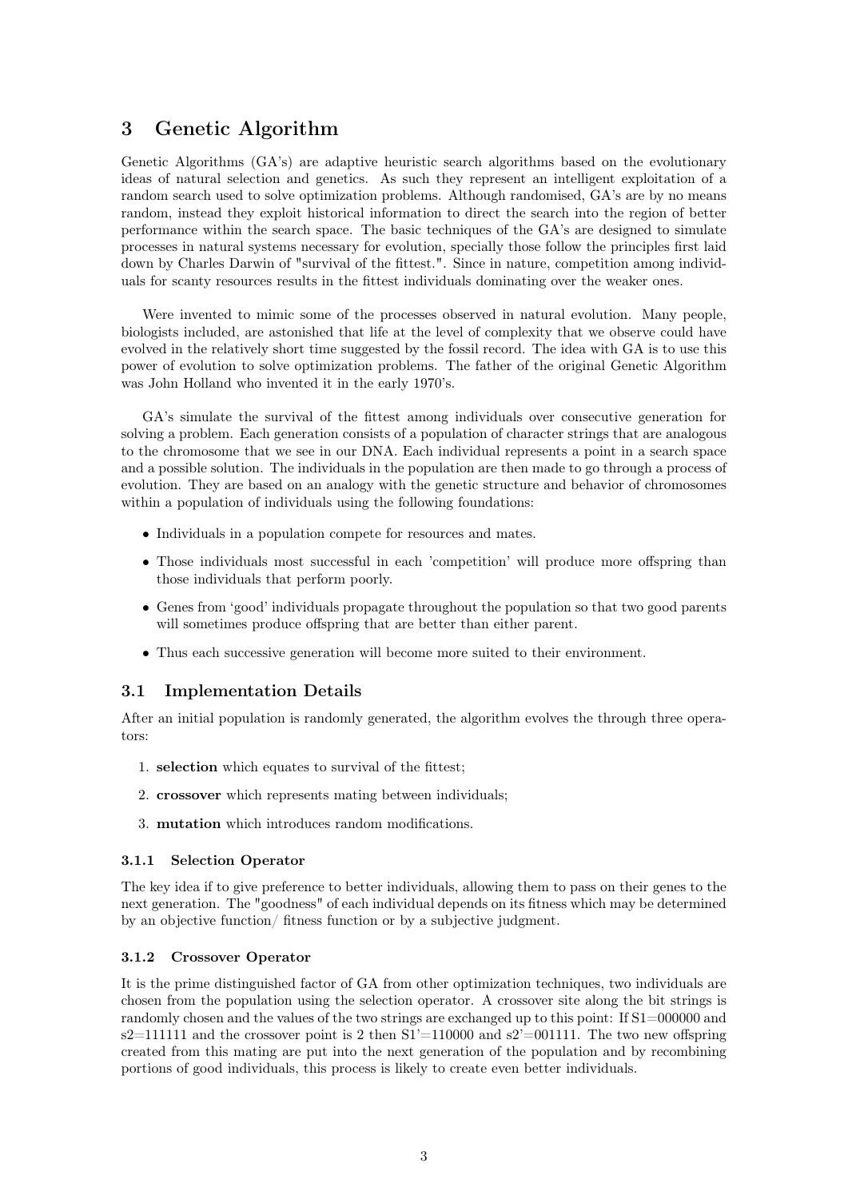# 3 Genetic Algorithm

Genetic Algorithms (GA's) are adaptive heuristic search algorithms based on the evolutionary ideas of natural selection and genetics. As such they represent an intelligent exploitation of a random search used to solve optimization problems. Although randomised, GA's are by no means random, instead they exploit historical information to direct the search into the region of better performance within the search space. The basic techniques of the GA's are designed to simulate processes in natural systems necessary for evolution, specially those follow the principles first laid down by Charles Darwin of "survival of the fittest.". Since in nature, competition among individuals for scanty resources results in the fittest individuals dominating over the weaker ones.

Were invented to mimic some of the processes observed in natural evolution. Many people, biologists included, are astonished that life at the level of complexity that we observe could have evolved in the relatively short time suggested by the fossil record. The idea with GA is to use this power of evolution to solve optimization problems. The father of the original Genetic Algorithm was John Holland who invented it in the early 1970's.

GA's simulate the survival of the fittest among individuals over consecutive generation for solving a problem. Each generation consists of a population of character strings that are analogous to the chromosome that we see in our DNA. Each individual represents a point in a search space and a possible solution. The individuals in the population are then made to go through a process of evolution. They are based on an analogy with the genetic structure and behavior of chromosomes within a population of individuals using the following foundations:

- Individuals in a population compete for resources and mates.
- Those individuals most successful in each 'competition' will produce more offspring than those individuals that perform poorly.
- Genes from 'good' individuals propagate throughout the population so that two good parents will sometimes produce offspring that are better than either parent.
- Thus each successive generation will become more suited to their environment.

## 3.1 Implementation Details

After an initial population is randomly generated, the algorithm evolves the through three operators:

1. **selection** which equates to survival of the fittest;
2. **crossover** which represents mating between individuals;
3. **mutation** which introduces random modifications.

### 3.1.1 Selection Operator

The key idea if to give preference to better individuals, allowing them to pass on their genes to the next generation. The "goodness" of each individual depends on its fitness which may be determined by an objective function/ fitness function or by a subjective judgment.

### 3.1.2 Crossover Operator

It is the prime distinguished factor of GA from other optimization techniques, two individuals are chosen from the population using the selection operator. A crossover site along the bit strings is randomly chosen and the values of the two strings are exchanged up to this point: If S1=000000 and s2=111111 and the crossover point is 2 then S1'=110000 and s2'=001111. The two new offspring created from this mating are put into the next generation of the population and by recombining portions of good individuals, this process is likely to create even better individuals.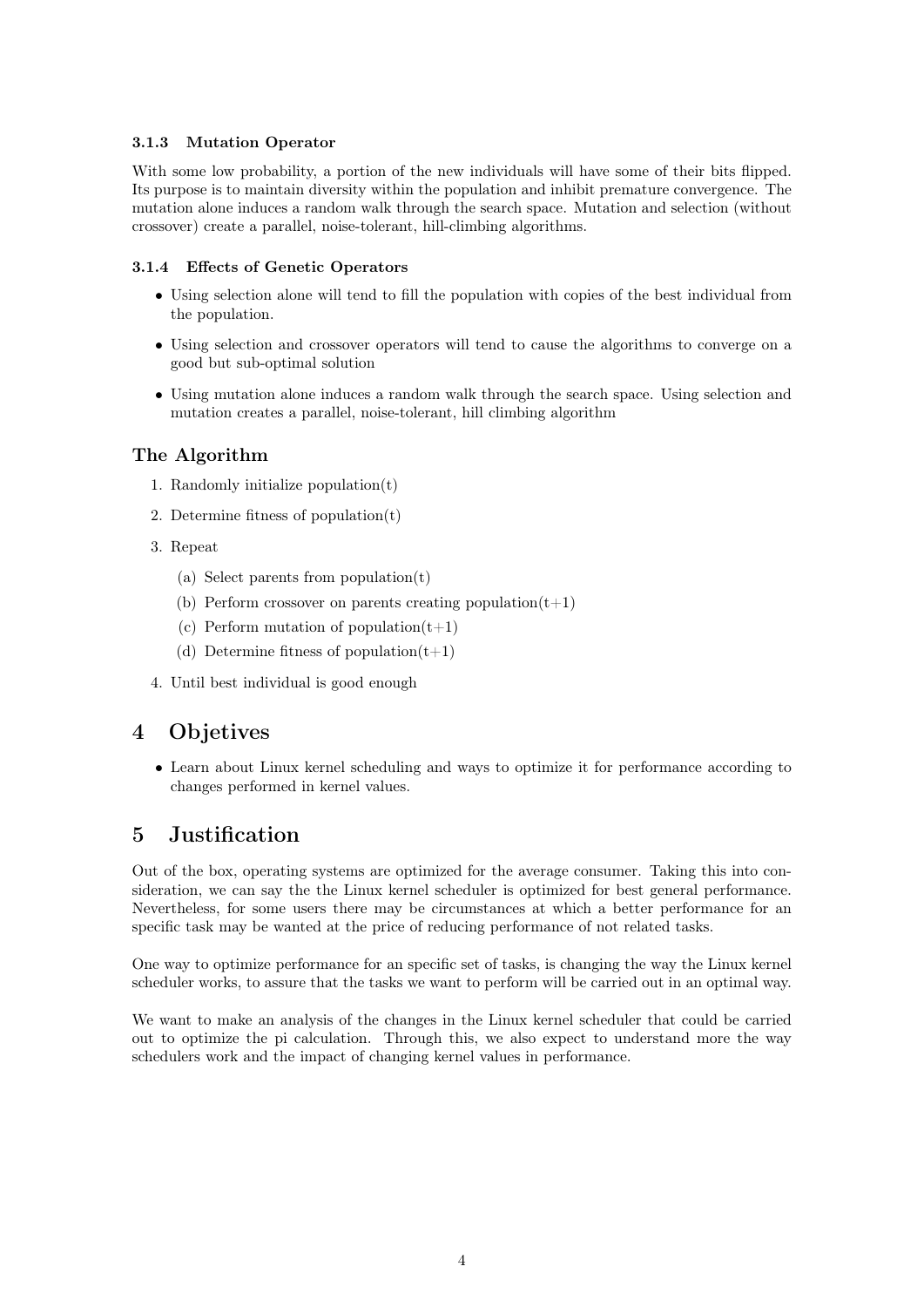#### 3.1.3 Mutation Operator

With some low probability, a portion of the new individuals will have some of their bits flipped. Its purpose is to maintain diversity within the population and inhibit premature convergence. The mutation alone induces a random walk through the search space. Mutation and selection (without crossover) create a parallel, noise-tolerant, hill-climbing algorithms.

#### 3.1.4 Effects of Genetic Operators

- Using selection alone will tend to fill the population with copies of the best individual from the population.
- Using selection and crossover operators will tend to cause the algorithms to converge on a good but sub-optimal solution
- Using mutation alone induces a random walk through the search space. Using selection and mutation creates a parallel, noise-tolerant, hill climbing algorithm

### The Algorithm

1. Randomly initialize population(t)
2. Determine fitness of population(t)
3. Repeat
   (a) Select parents from population(t)
   (b) Perform crossover on parents creating population(t+1)
   (c) Perform mutation of population(t+1)
   (d) Determine fitness of population(t+1)
4. Until best individual is good enough

## 4 Objetives

- Learn about Linux kernel scheduling and ways to optimize it for performance according to changes performed in kernel values.

## 5 Justification

Out of the box, operating systems are optimized for the average consumer. Taking this into consideration, we can say the the Linux kernel scheduler is optimized for best general performance. Nevertheless, for some users there may be circumstances at which a better performance for an specific task may be wanted at the price of reducing performance of not related tasks.

One way to optimize performance for an specific set of tasks, is changing the way the Linux kernel scheduler works, to assure that the tasks we want to perform will be carried out in an optimal way.

We want to make an analysis of the changes in the Linux kernel scheduler that could be carried out to optimize the pi calculation. Through this, we also expect to understand more the way schedulers work and the impact of changing kernel values in performance.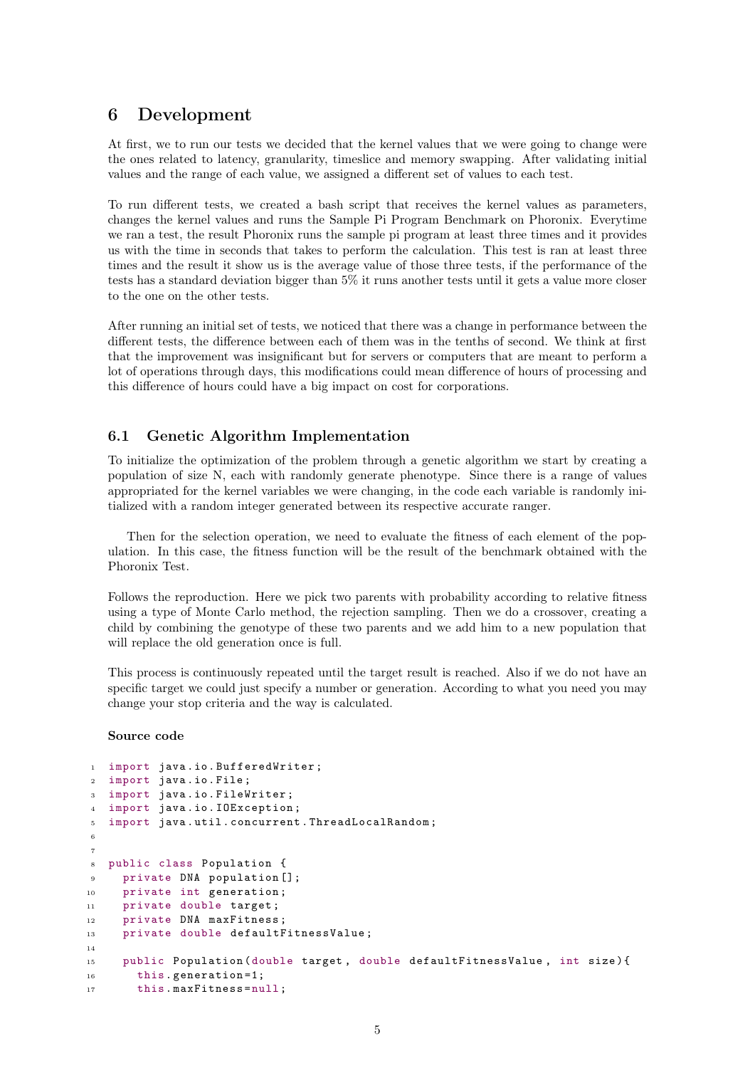## 6 Development

At first, we to run our tests we decided that the kernel values that we were going to change were the ones related to latency, granularity, timeslice and memory swapping. After validating initial values and the range of each value, we assigned a different set of values to each test.

To run different tests, we created a bash script that receives the kernel values as parameters, changes the kernel values and runs the Sample Pi Program Benchmark on Phoronix. Everytime we ran a test, the result Phoronix runs the sample pi program at least three times and it provides us with the time in seconds that takes to perform the calculation. This test is ran at least three times and the result it show us is the average value of those three tests, if the performance of the tests has a standard deviation bigger than 5% it runs another tests until it gets a value more closer to the one on the other tests.

After running an initial set of tests, we noticed that there was a change in performance between the different tests, the difference between each of them was in the tenths of second. We think at first that the improvement was insignificant but for servers or computers that are meant to perform a lot of operations through days, this modifications could mean difference of hours of processing and this difference of hours could have a big impact on cost for corporations.

### 6.1 Genetic Algorithm Implementation

To initialize the optimization of the problem through a genetic algorithm we start by creating a population of size N, each with randomly generate phenotype. Since there is a range of values appropriated for the kernel variables we were changing, in the code each variable is randomly initialized with a random integer generated between its respective accurate ranger.

Then for the selection operation, we need to evaluate the fitness of each element of the population. In this case, the fitness function will be the result of the benchmark obtained with the Phoronix Test.

Follows the reproduction. Here we pick two parents with probability according to relative fitness using a type of Monte Carlo method, the rejection sampling. Then we do a crossover, creating a child by combining the genotype of these two parents and we add him to a new population that will replace the old generation once is full.

This process is continuously repeated until the target result is reached. Also if we do not have an specific target we could just specify a number or generation. According to what you need you may change your stop criteria and the way is calculated.

**Source code**

```java
import java.io.BufferedWriter;
import java.io.File;
import java.io.FileWriter;
import java.io.IOException;
import java.util.concurrent.ThreadLocalRandom;


public class Population {
  private DNA population[];
  private int generation;
  private double target;
  private DNA maxFitness;
  private double defaultFitnessValue;

  public Population(double target, double defaultFitnessValue, int size){
    this.generation=1;
    this.maxFitness=null;
```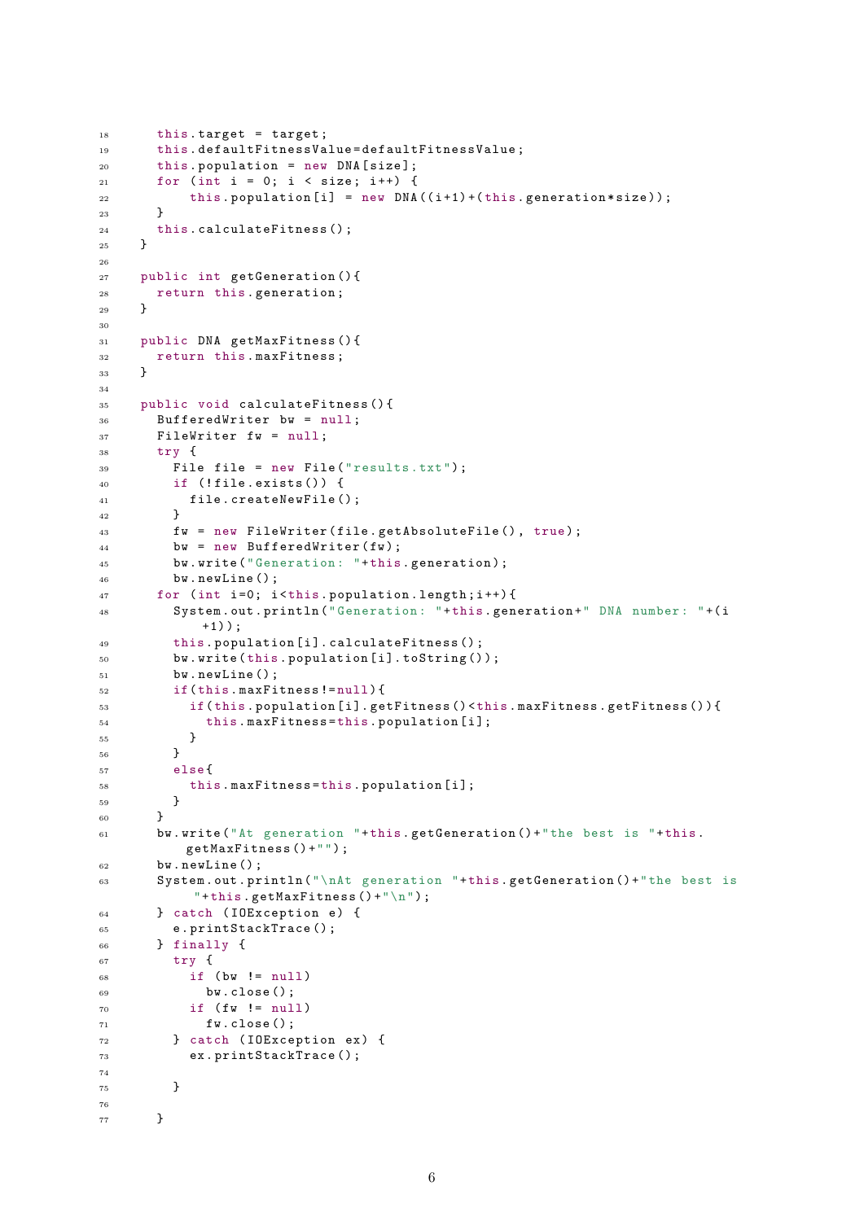```java
    this.target = target;
    this.defaultFitnessValue=defaultFitnessValue;
    this.population = new DNA[size];
    for (int i = 0; i < size; i++) {
        this.population[i] = new DNA((i+1)+(this.generation*size));
    }
    this.calculateFitness();
  }

  public int getGeneration(){
    return this.generation;
  }

  public DNA getMaxFitness(){
    return this.maxFitness;
  }

  public void calculateFitness(){
    BufferedWriter bw = null;
    FileWriter fw = null;
    try {
      File file = new File("results.txt");
      if (!file.exists()) {
        file.createNewFile();
      }
      fw = new FileWriter(file.getAbsoluteFile(), true);
      bw = new BufferedWriter(fw);
      bw.write("Generation: "+this.generation);
      bw.newLine();
    for (int i=0; i<this.population.length;i++){
      System.out.println("Generation: "+this.generation+" DNA number: "+(i
          +1));
      this.population[i].calculateFitness();
      bw.write(this.population[i].toString());
      bw.newLine();
      if(this.maxFitness!=null){
        if(this.population[i].getFitness()<this.maxFitness.getFitness()){
          this.maxFitness=this.population[i];
        }
      }
      else{
        this.maxFitness=this.population[i];
      }
    }
    bw.write("At generation "+this.getGeneration()+"the best is "+this.
        getMaxFitness()+"");
    bw.newLine();
    System.out.println("\nAt generation "+this.getGeneration()+"the best is
        "+this.getMaxFitness()+"\n");
    } catch (IOException e) {
      e.printStackTrace();
    } finally {
      try {
        if (bw != null)
          bw.close();
        if (fw != null)
          fw.close();
      } catch (IOException ex) {
        ex.printStackTrace();

      }

    }
```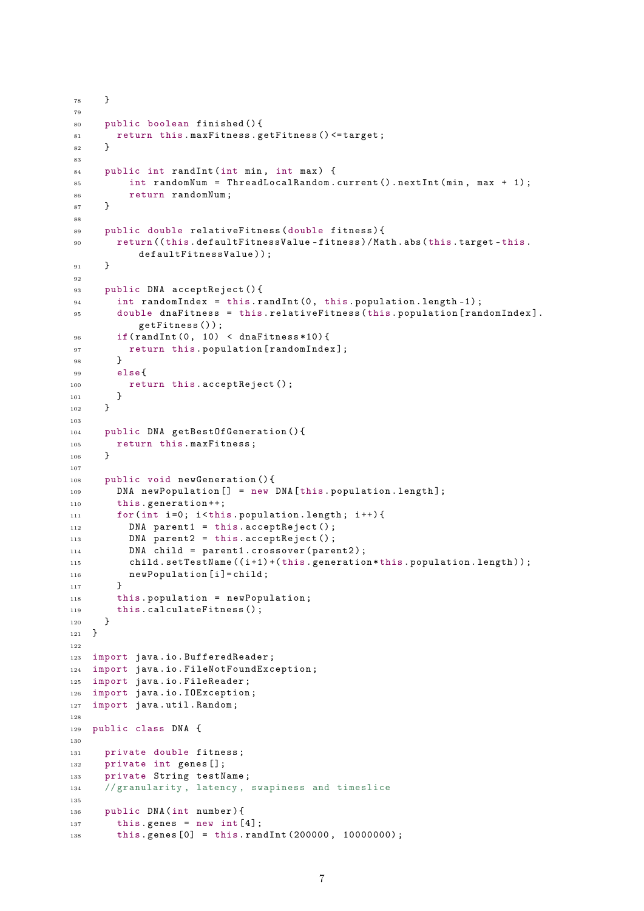```java
  }

  public boolean finished(){
    return this.maxFitness.getFitness()<=target;
  }

  public int randInt(int min, int max) {
      int randomNum = ThreadLocalRandom.current().nextInt(min, max + 1);
      return randomNum;
  }

  public double relativeFitness(double fitness){
    return((this.defaultFitnessValue-fitness)/Math.abs(this.target-this.
        defaultFitnessValue));
  }

  public DNA acceptReject(){
    int randomIndex = this.randInt(0, this.population.length-1);
    double dnaFitness = this.relativeFitness(this.population[randomIndex].
        getFitness());
    if(randInt(0, 10) < dnaFitness*10){
      return this.population[randomIndex];
    }
    else{
      return this.acceptReject();
    }
  }

  public DNA getBestOfGeneration(){
    return this.maxFitness;
  }

  public void newGeneration(){
    DNA newPopulation[] = new DNA[this.population.length];
    this.generation++;
    for(int i=0; i<this.population.length; i++){
      DNA parent1 = this.acceptReject();
      DNA parent2 = this.acceptReject();
      DNA child = parent1.crossover(parent2);
      child.setTestName((i+1)+(this.generation*this.population.length));
      newPopulation[i]=child;
    }
    this.population = newPopulation;
    this.calculateFitness();
  }
}

import java.io.BufferedReader;
import java.io.FileNotFoundException;
import java.io.FileReader;
import java.io.IOException;
import java.util.Random;

public class DNA {

  private double fitness;
  private int genes[];
  private String testName;
  //granularity, latency, swapiness and timeslice

  public DNA(int number){
    this.genes = new int[4];
    this.genes[0] = this.randInt(200000, 10000000);
```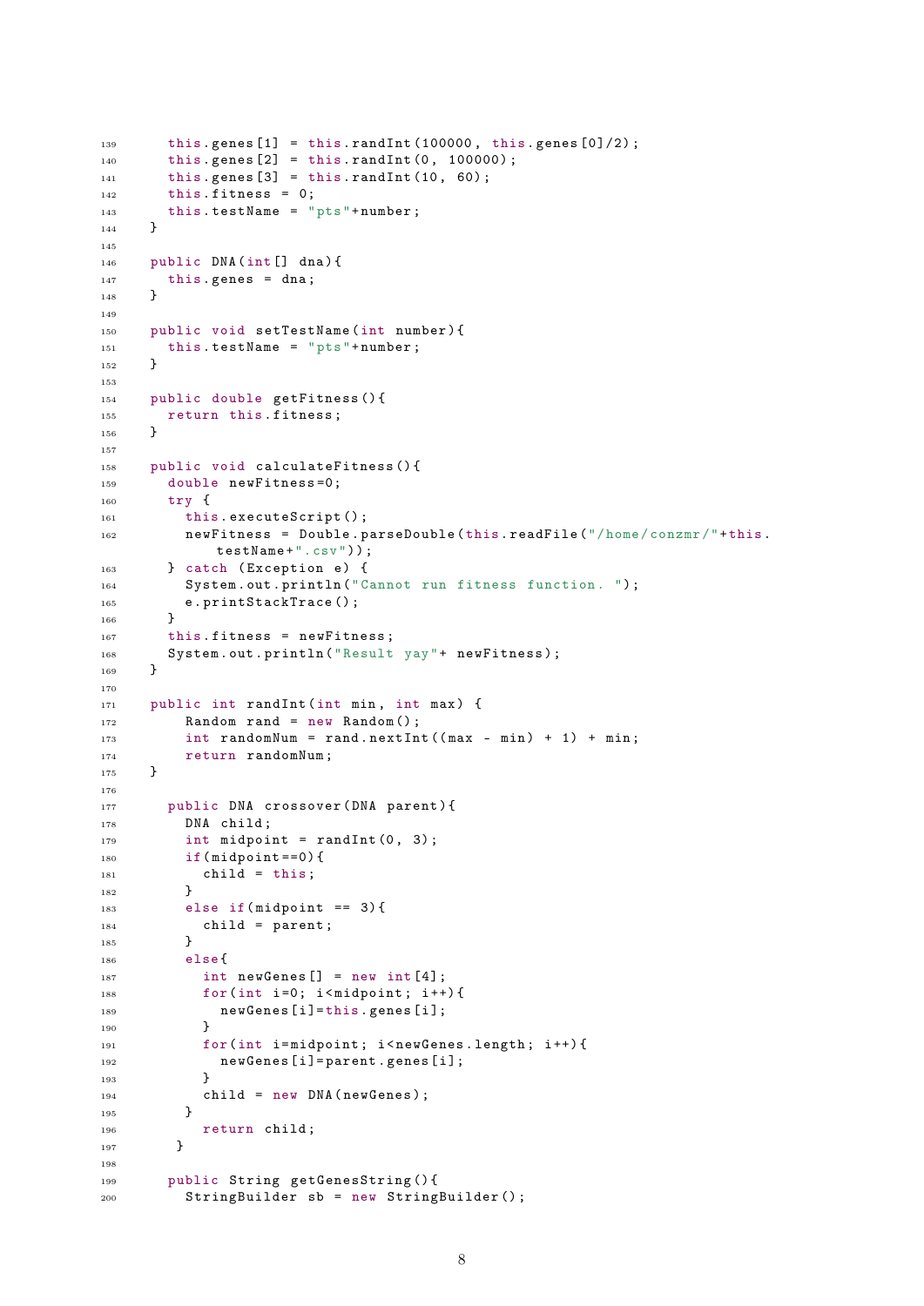```java
    this.genes[1] = this.randInt(100000, this.genes[0]/2);
    this.genes[2] = this.randInt(0, 100000);
    this.genes[3] = this.randInt(10, 60);
    this.fitness = 0;
    this.testName = "pts"+number;
  }

  public DNA(int[] dna){
    this.genes = dna;
  }

  public void setTestName(int number){
    this.testName = "pts"+number;
  }

  public double getFitness(){
    return this.fitness;
  }

  public void calculateFitness(){
    double newFitness=0;
    try {
      this.executeScript();
      newFitness = Double.parseDouble(this.readFile("/home/conzmr/"+this.
          testName+".csv"));
    } catch (Exception e) {
      System.out.println("Cannot run fitness function. ");
      e.printStackTrace();
    }
    this.fitness = newFitness;
    System.out.println("Result yay"+ newFitness);
  }

  public int randInt(int min, int max) {
      Random rand = new Random();
      int randomNum = rand.nextInt((max - min) + 1) + min;
      return randomNum;
  }

    public DNA crossover(DNA parent){
      DNA child;
      int midpoint = randInt(0, 3);
      if(midpoint==0){
        child = this;
      }
      else if(midpoint == 3){
        child = parent;
      }
      else{
        int newGenes[] = new int[4];
        for(int i=0; i<midpoint; i++){
          newGenes[i]=this.genes[i];
        }
        for(int i=midpoint; i<newGenes.length; i++){
          newGenes[i]=parent.genes[i];
        }
        child = new DNA(newGenes);
      }
        return child;
     }

    public String getGenesString(){
      StringBuilder sb = new StringBuilder();
```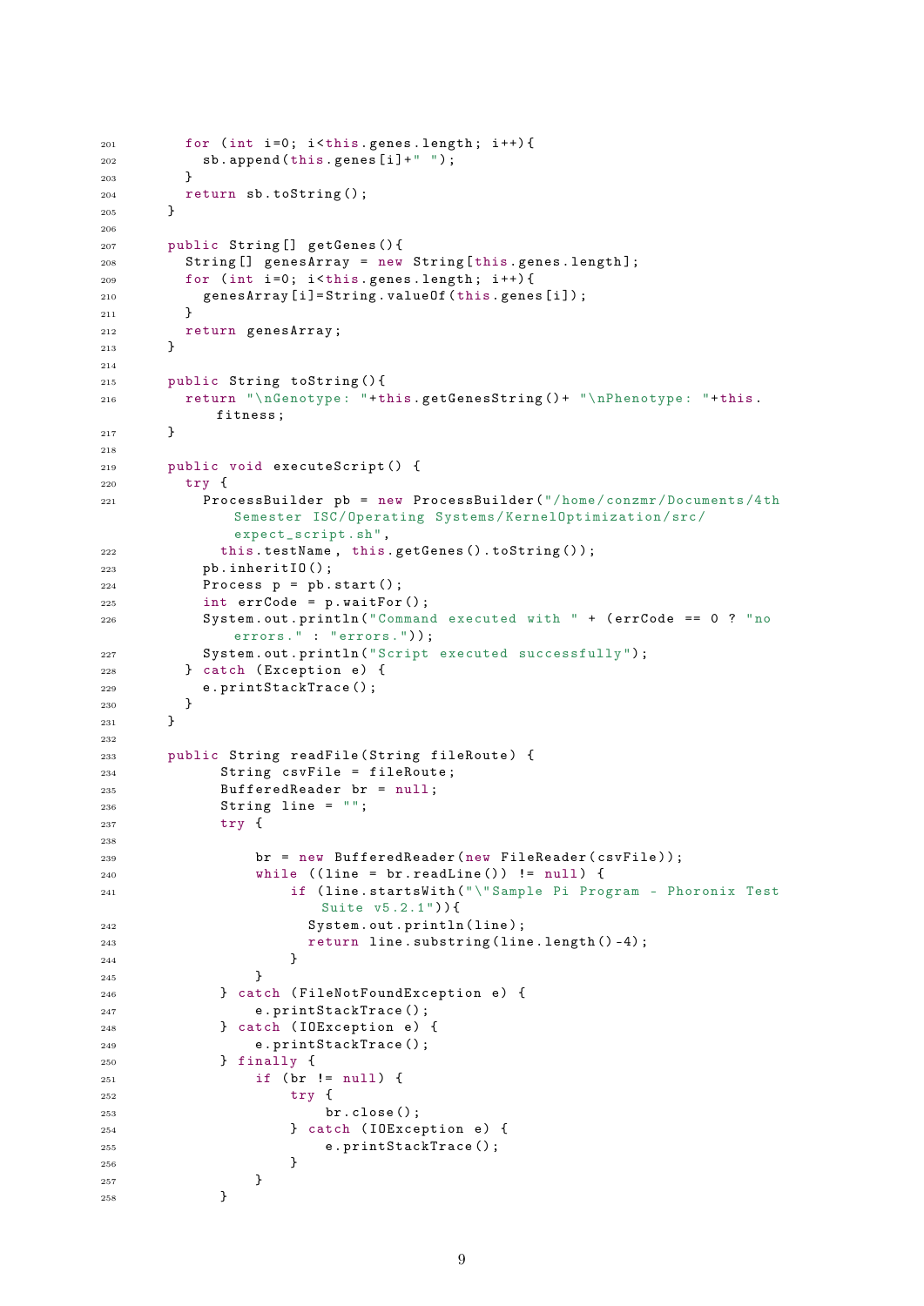```java
        for (int i=0; i<this.genes.length; i++){
            sb.append(this.genes[i]+" ");
        }
        return sb.toString();
    }

    public String[] getGenes(){
        String[] genesArray = new String[this.genes.length];
        for (int i=0; i<this.genes.length; i++){
            genesArray[i]=String.valueOf(this.genes[i]);
        }
        return genesArray;
    }

    public String toString(){
        return "\nGenotype: "+this.getGenesString()+ "\nPhenotype: "+this.
            fitness;
    }

    public void executeScript() {
        try {
            ProcessBuilder pb = new ProcessBuilder("/home/conzmr/Documents/4th
                Semester ISC/Operating Systems/KernelOptimization/src/
                expect_script.sh",
              this.testName, this.getGenes().toString());
            pb.inheritIO();
            Process p = pb.start();
            int errCode = p.waitFor();
            System.out.println("Command executed with " + (errCode == 0 ? "no
                errors." : "errors."));
            System.out.println("Script executed successfully");
        } catch (Exception e) {
            e.printStackTrace();
        }
    }

    public String readFile(String fileRoute) {
          String csvFile = fileRoute;
          BufferedReader br = null;
          String line = "";
          try {

              br = new BufferedReader(new FileReader(csvFile));
              while ((line = br.readLine()) != null) {
                  if (line.startsWith("\"Sample Pi Program - Phoronix Test
                      Suite v5.2.1")){
                    System.out.println(line);
                    return line.substring(line.length()-4);
                  }
              }
          } catch (FileNotFoundException e) {
              e.printStackTrace();
          } catch (IOException e) {
              e.printStackTrace();
          } finally {
              if (br != null) {
                  try {
                      br.close();
                  } catch (IOException e) {
                      e.printStackTrace();
                  }
              }
          }
```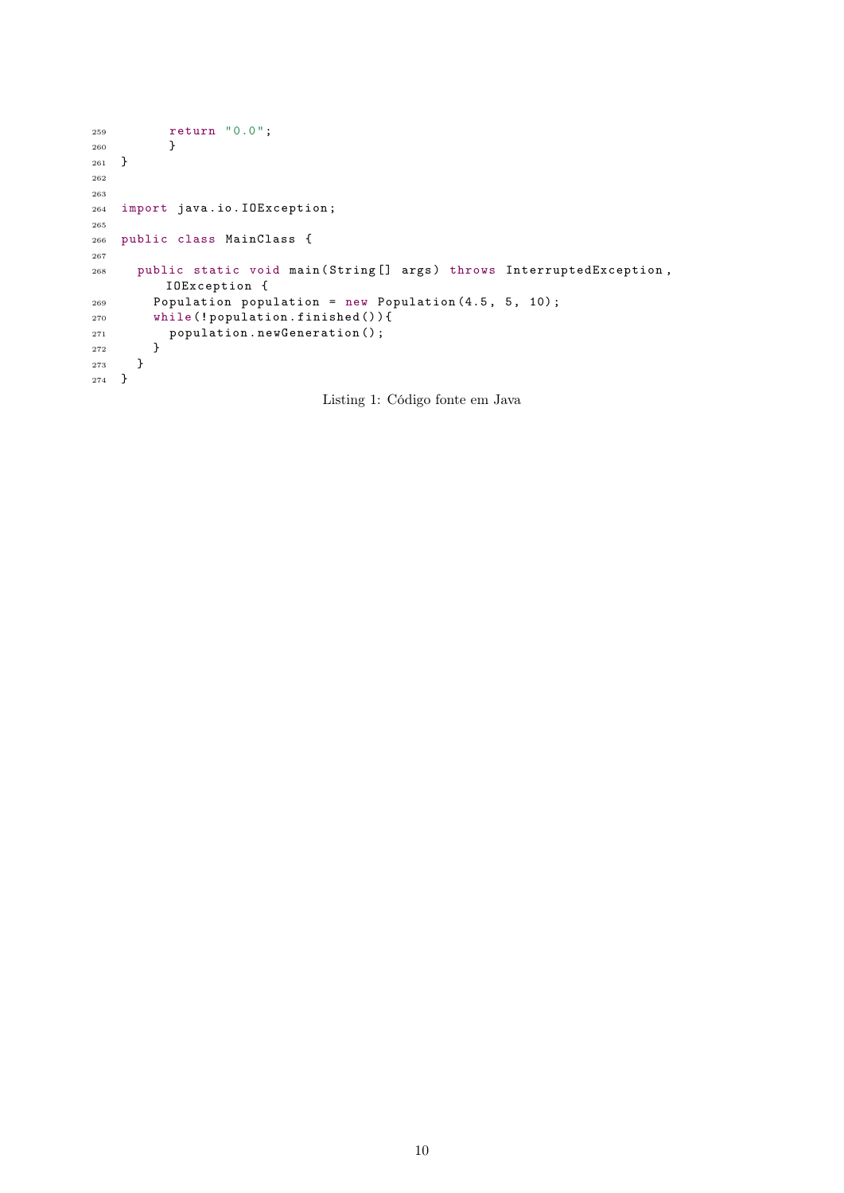```java
      return "0.0";
      }
}


import java.io.IOException;

public class MainClass {

  public static void main(String[] args) throws InterruptedException, IOException {
    Population population = new Population(4.5, 5, 10);
    while(!population.finished()){
      population.newGeneration();
    }
  }
}
```

Listing 1: Código fonte em Java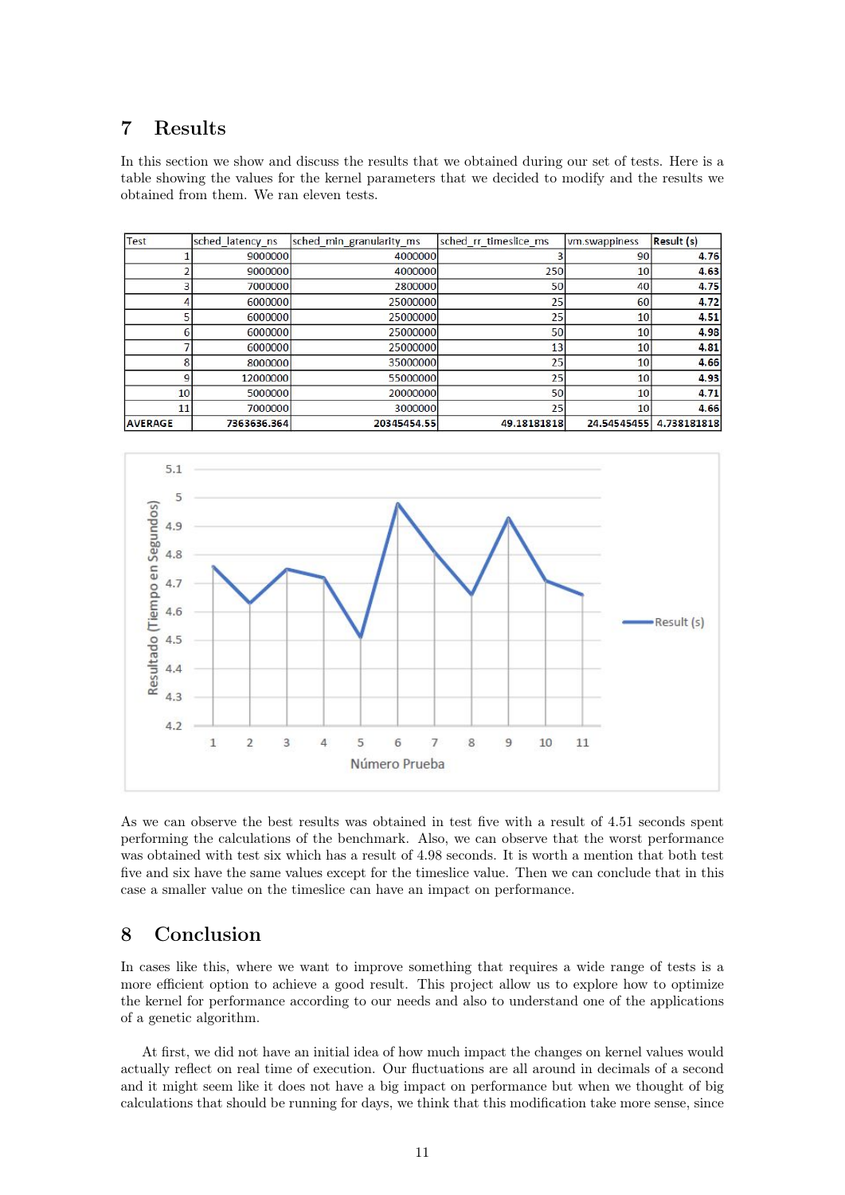## 7 Results

In this section we show and discuss the results that we obtained during our set of tests. Here is a table showing the values for the kernel parameters that we decided to modify and the results we obtained from them. We ran eleven tests.

| Test | sched_latency_ns | sched_min_granularity_ms | sched_rr_timeslice_ms | vm.swappiness | Result (s) |
|---|---|---|---|---|---|
| 1 | 9000000 | 4000000 | 3 | 90 | **4.76** |
| 2 | 9000000 | 4000000 | 250 | 10 | **4.63** |
| 3 | 7000000 | 2800000 | 50 | 40 | **4.75** |
| 4 | 6000000 | 25000000 | 25 | 60 | **4.72** |
| 5 | 6000000 | 25000000 | 25 | 10 | **4.51** |
| 6 | 6000000 | 25000000 | 50 | 10 | **4.98** |
| 7 | 6000000 | 25000000 | 13 | 10 | **4.81** |
| 8 | 8000000 | 35000000 | 25 | 10 | **4.66** |
| 9 | 12000000 | 55000000 | 25 | 10 | **4.93** |
| 10 | 5000000 | 20000000 | 50 | 10 | **4.71** |
| 11 | 7000000 | 3000000 | 25 | 10 | **4.66** |
| **AVERAGE** | **7363636.364** | **20345454.55** | **49.18181818** | **24.54545455** | **4.738181818** |

As we can observe the best results was obtained in test five with a result of 4.51 seconds spent performing the calculations of the benchmark. Also, we can observe that the worst performance was obtained with test six which has a result of 4.98 seconds. It is worth a mention that both test five and six have the same values except for the timeslice value. Then we can conclude that in this case a smaller value on the timeslice can have an impact on performance.

## 8 Conclusion

In cases like this, where we want to improve something that requires a wide range of tests is a more efficient option to achieve a good result. This project allow us to explore how to optimize the kernel for performance according to our needs and also to understand one of the applications of a genetic algorithm.

At first, we did not have an initial idea of how much impact the changes on kernel values would actually reflect on real time of execution. Our fluctuations are all around in decimals of a second and it might seem like it does not have a big impact on performance but when we thought of big calculations that should be running for days, we think that this modification take more sense, since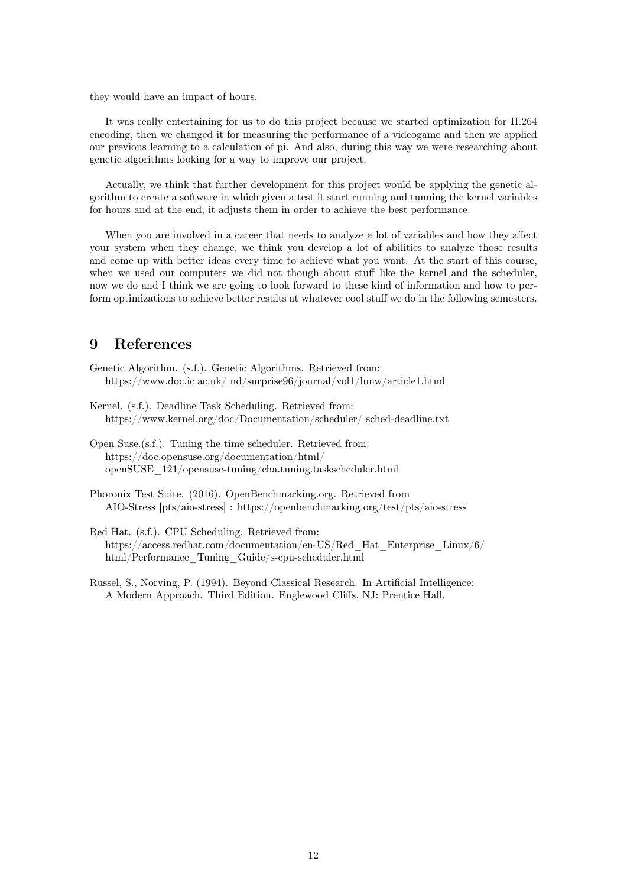they would have an impact of hours.

It was really entertaining for us to do this project because we started optimization for H.264 encoding, then we changed it for measuring the performance of a videogame and then we applied our previous learning to a calculation of pi. And also, during this way we were researching about genetic algorithms looking for a way to improve our project.

Actually, we think that further development for this project would be applying the genetic algorithm to create a software in which given a test it start running and tunning the kernel variables for hours and at the end, it adjusts them in order to achieve the best performance.

When you are involved in a career that needs to analyze a lot of variables and how they affect your system when they change, we think you develop a lot of abilities to analyze those results and come up with better ideas every time to achieve what you want. At the start of this course, when we used our computers we did not though about stuff like the kernel and the scheduler, now we do and I think we are going to look forward to these kind of information and how to perform optimizations to achieve better results at whatever cool stuff we do in the following semesters.

## 9 References

Genetic Algorithm. (s.f.). Genetic Algorithms. Retrieved from:
https://www.doc.ic.ac.uk/ nd/surprise96/journal/vol1/hmw/article1.html

Kernel. (s.f.). Deadline Task Scheduling. Retrieved from:
https://www.kernel.org/doc/Documentation/scheduler/ sched-deadline.txt

Open Suse.(s.f.). Tuning the time scheduler. Retrieved from:
https://doc.opensuse.org/documentation/html/
openSUSE_121/opensuse-tuning/cha.tuning.taskscheduler.html

Phoronix Test Suite. (2016). OpenBenchmarking.org. Retrieved from
AIO-Stress [pts/aio-stress] : https://openbenchmarking.org/test/pts/aio-stress

Red Hat. (s.f.). CPU Scheduling. Retrieved from:
https://access.redhat.com/documentation/en-US/Red_Hat_Enterprise_Linux/6/
html/Performance_Tuning_Guide/s-cpu-scheduler.html

Russel, S., Norving, P. (1994). Beyond Classical Research. In Artificial Intelligence:
A Modern Approach. Third Edition. Englewood Cliffs, NJ: Prentice Hall.